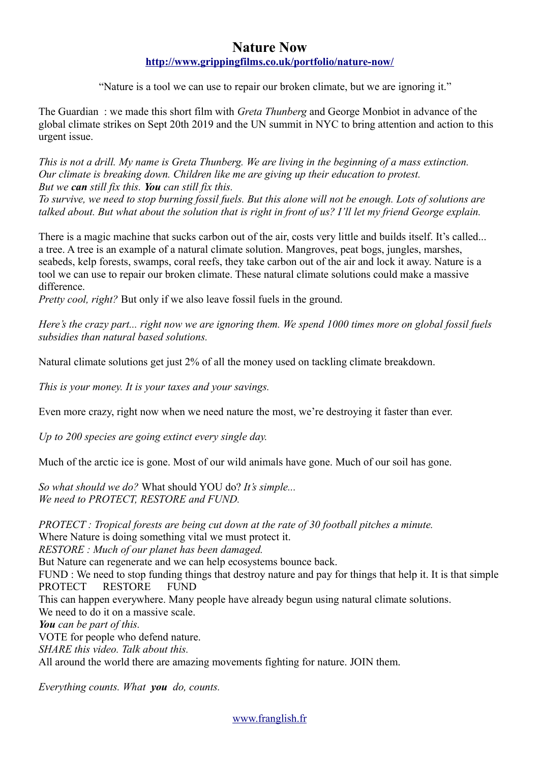# Nature Now

**http://www.grippingfilms.co.uk/portfolio/nature-now/**

"Nature is a tool we can use to repair our broken climate, but we are ignoring it."

The Guardian : we made this short film with *Greta Thunberg* and George Monbiot in advance of the global climate strikes on Sept 20th 2019 and the UN summit in NYC to bring attention and action to this urgent issue.

*This is not a drill. My name is Greta Thunberg. We are living in the beginning of a mass extinction. Our climate is breaking down. Children like me are giving up their education to protest.*
*But we **can** still fix this. **You** can still fix this.*
*To survive, we need to stop burning fossil fuels. But this alone will not be enough. Lots of solutions are talked about. But what about the solution that is right in front of us? I'll let my friend George explain.*

There is a magic machine that sucks carbon out of the air, costs very little and builds itself. It's called... a tree. A tree is an example of a natural climate solution. Mangroves, peat bogs, jungles, marshes, seabeds, kelp forests, swamps, coral reefs, they take carbon out of the air and lock it away. Nature is a tool we can use to repair our broken climate. These natural climate solutions could make a massive difference.
*Pretty cool, right?* But only if we also leave fossil fuels in the ground.

*Here's the crazy part... right now we are ignoring them. We spend 1000 times more on global fossil fuels subsidies than natural based solutions.*

Natural climate solutions get just 2% of all the money used on tackling climate breakdown.

*This is your money. It is your taxes and your savings.*

Even more crazy, right now when we need nature the most, we're destroying it faster than ever.

*Up to 200 species are going extinct every single day.*

Much of the arctic ice is gone. Most of our wild animals have gone. Much of our soil has gone.

*So what should we do?* What should YOU do? *It's simple...*
*We need to PROTECT, RESTORE and FUND.*

*PROTECT : Tropical forests are being cut down at the rate of 30 football pitches a minute.*
Where Nature is doing something vital we must protect it.
*RESTORE : Much of our planet has been damaged.*
But Nature can regenerate and we can help ecosystems bounce back.
FUND : We need to stop funding things that destroy nature and pay for things that help it. It is that simple
PROTECT RESTORE FUND
This can happen everywhere. Many people have already begun using natural climate solutions.
We need to do it on a massive scale.
***You** can be part of this.*
VOTE for people who defend nature.
*SHARE this video. Talk about this.*
All around the world there are amazing movements fighting for nature. JOIN them.

*Everything counts. What **you** do, counts.*

www.franglish.fr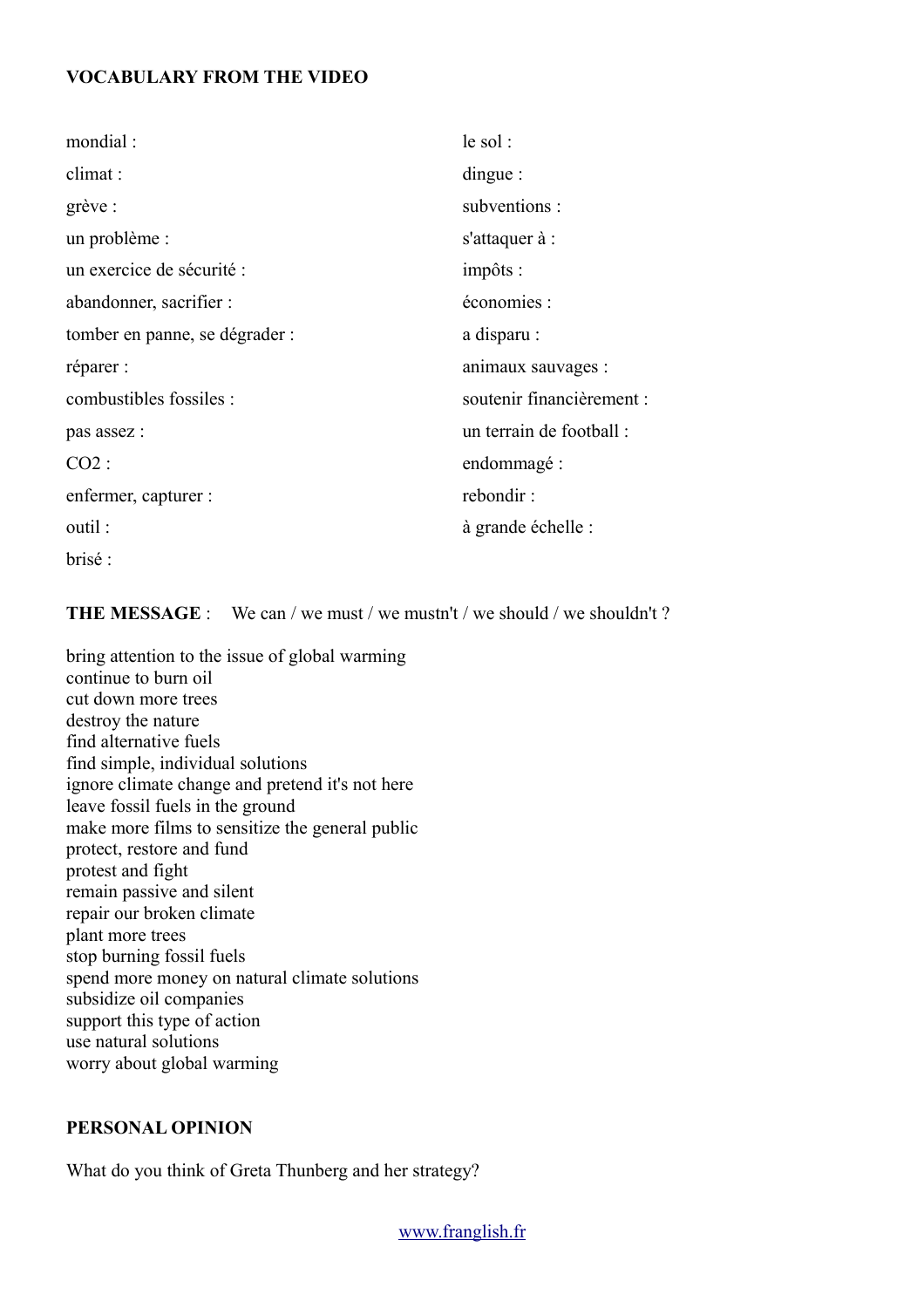**VOCABULARY FROM THE VIDEO**

mondial :

climat :

grève :

un problème :

un exercice de sécurité :

abandonner, sacrifier :

tomber en panne, se dégrader :

réparer :

combustibles fossiles :

pas assez :

$CO_2$ :

enfermer, capturer :

outil :

brisé :

le sol :

dingue :

subventions :

s'attaquer à :

impôts :

économies :

a disparu :

animaux sauvages :

soutenir financièrement :

un terrain de football :

endommagé :

rebondir :

à grande échelle :

**THE MESSAGE** : We can / we must / we mustn't / we should / we shouldn't ?

bring attention to the issue of global warming
continue to burn oil
cut down more trees
destroy the nature
find alternative fuels
find simple, individual solutions
ignore climate change and pretend it's not here
leave fossil fuels in the ground
make more films to sensitize the general public
protect, restore and fund
protest and fight
remain passive and silent
repair our broken climate
plant more trees
stop burning fossil fuels
spend more money on natural climate solutions
subsidize oil companies
support this type of action
use natural solutions
worry about global warming

**PERSONAL OPINION**

What do you think of Greta Thunberg and her strategy?

www.franglish.fr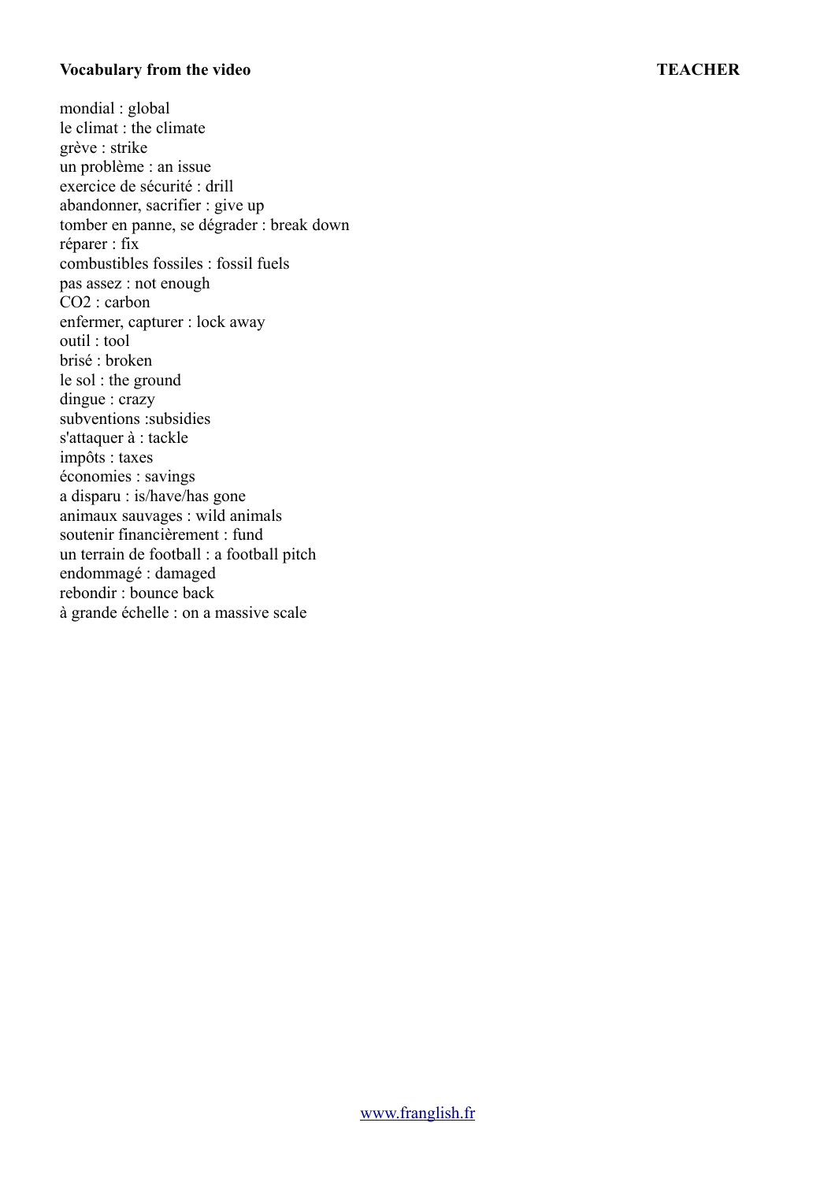**Vocabulary from the video** **TEACHER**

mondial : global
le climat : the climate
grève : strike
un problème : an issue
exercice de sécurité : drill
abandonner, sacrifier : give up
tomber en panne, se dégrader : break down
réparer : fix
combustibles fossiles : fossil fuels
pas assez : not enough
CO2 : carbon
enfermer, capturer : lock away
outil : tool
brisé : broken
le sol : the ground
dingue : crazy
subventions :subsidies
s'attaquer à : tackle
impôts : taxes
économies : savings
a disparu : is/have/has gone
animaux sauvages : wild animals
soutenir financièrement : fund
un terrain de football : a football pitch
endommagé : damaged
rebondir : bounce back
à grande échelle : on a massive scale

www.franglish.fr